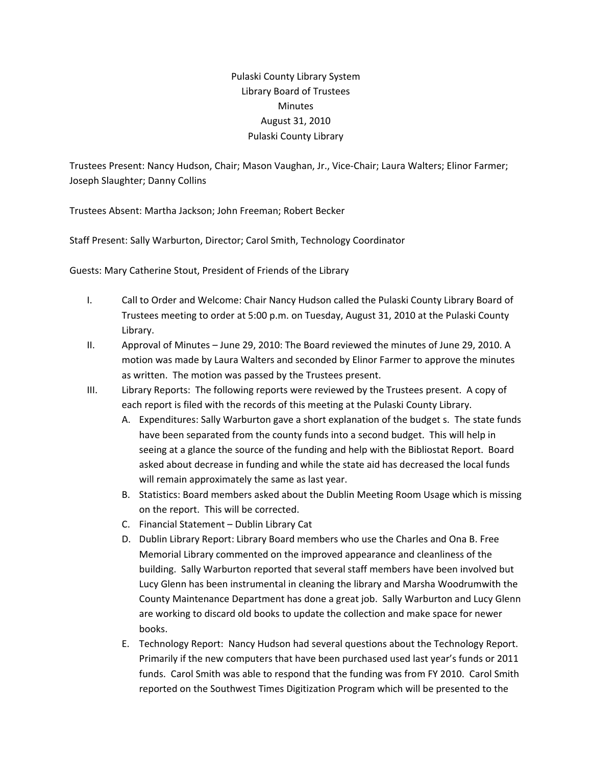Pulaski County Library System

Library Board of Trustees

Minutes

August 31, 2010

Pulaski County Library

Trustees Present: Nancy Hudson, Chair; Mason Vaughan, Jr., Vice-Chair; Laura Walters; Elinor Farmer; Joseph Slaughter; Danny Collins

Trustees Absent: Martha Jackson; John Freeman; Robert Becker

Staff Present: Sally Warburton, Director; Carol Smith, Technology Coordinator

Guests: Mary Catherine Stout, President of Friends of the Library

I. Call to Order and Welcome: Chair Nancy Hudson called the Pulaski County Library Board of Trustees meeting to order at 5:00 p.m. on Tuesday, August 31, 2010 at the Pulaski County Library.

II. Approval of Minutes – June 29, 2010: The Board reviewed the minutes of June 29, 2010. A motion was made by Laura Walters and seconded by Elinor Farmer to approve the minutes as written. The motion was passed by the Trustees present.

III. Library Reports: The following reports were reviewed by the Trustees present. A copy of each report is filed with the records of this meeting at the Pulaski County Library.

   A. Expenditures: Sally Warburton gave a short explanation of the budget s. The state funds have been separated from the county funds into a second budget. This will help in seeing at a glance the source of the funding and help with the Bibliostat Report. Board asked about decrease in funding and while the state aid has decreased the local funds will remain approximately the same as last year.

   B. Statistics: Board members asked about the Dublin Meeting Room Usage which is missing on the report. This will be corrected.

   C. Financial Statement – Dublin Library Cat

   D. Dublin Library Report: Library Board members who use the Charles and Ona B. Free Memorial Library commented on the improved appearance and cleanliness of the building. Sally Warburton reported that several staff members have been involved but Lucy Glenn has been instrumental in cleaning the library and Marsha Woodrumwith the County Maintenance Department has done a great job. Sally Warburton and Lucy Glenn are working to discard old books to update the collection and make space for newer books.

   E. Technology Report: Nancy Hudson had several questions about the Technology Report. Primarily if the new computers that have been purchased used last year's funds or 2011 funds. Carol Smith was able to respond that the funding was from FY 2010. Carol Smith reported on the Southwest Times Digitization Program which will be presented to the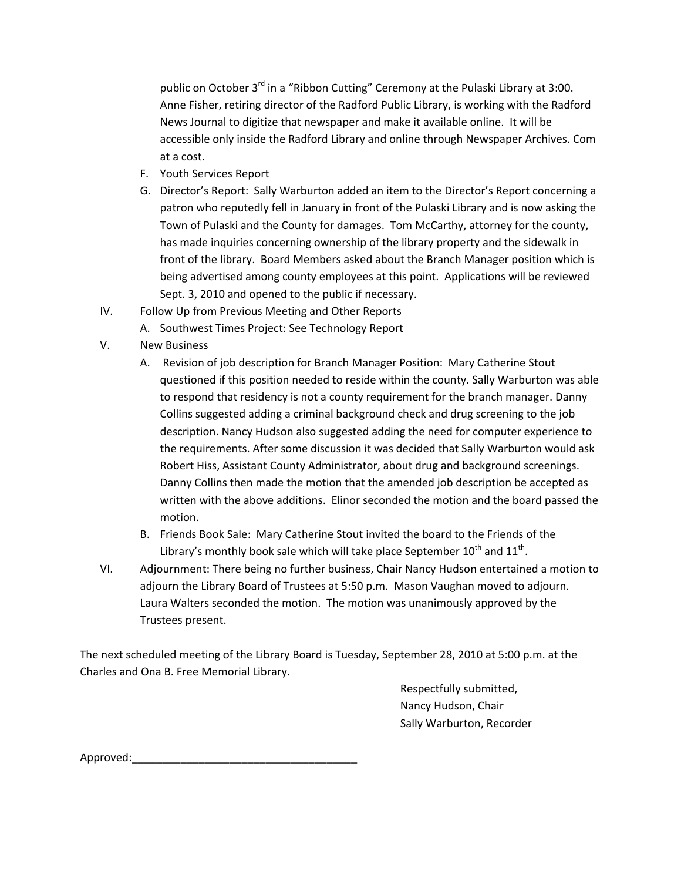public on October 3rd in a "Ribbon Cutting" Ceremony at the Pulaski Library at 3:00. Anne Fisher, retiring director of the Radford Public Library, is working with the Radford News Journal to digitize that newspaper and make it available online. It will be accessible only inside the Radford Library and online through Newspaper Archives. Com at a cost.

F. Youth Services Report

G. Director's Report: Sally Warburton added an item to the Director's Report concerning a patron who reputedly fell in January in front of the Pulaski Library and is now asking the Town of Pulaski and the County for damages. Tom McCarthy, attorney for the county, has made inquiries concerning ownership of the library property and the sidewalk in front of the library. Board Members asked about the Branch Manager position which is being advertised among county employees at this point. Applications will be reviewed Sept. 3, 2010 and opened to the public if necessary.

IV. Follow Up from Previous Meeting and Other Reports

A. Southwest Times Project: See Technology Report

V. New Business

A. Revision of job description for Branch Manager Position: Mary Catherine Stout questioned if this position needed to reside within the county. Sally Warburton was able to respond that residency is not a county requirement for the branch manager. Danny Collins suggested adding a criminal background check and drug screening to the job description. Nancy Hudson also suggested adding the need for computer experience to the requirements. After some discussion it was decided that Sally Warburton would ask Robert Hiss, Assistant County Administrator, about drug and background screenings. Danny Collins then made the motion that the amended job description be accepted as written with the above additions. Elinor seconded the motion and the board passed the motion.

B. Friends Book Sale: Mary Catherine Stout invited the board to the Friends of the Library's monthly book sale which will take place September 10th and 11th.

VI. Adjournment: There being no further business, Chair Nancy Hudson entertained a motion to adjourn the Library Board of Trustees at 5:50 p.m. Mason Vaughan moved to adjourn. Laura Walters seconded the motion. The motion was unanimously approved by the Trustees present.

The next scheduled meeting of the Library Board is Tuesday, September 28, 2010 at 5:00 p.m. at the Charles and Ona B. Free Memorial Library.

Respectfully submitted,
Nancy Hudson, Chair
Sally Warburton, Recorder

Approved:_____________________________________